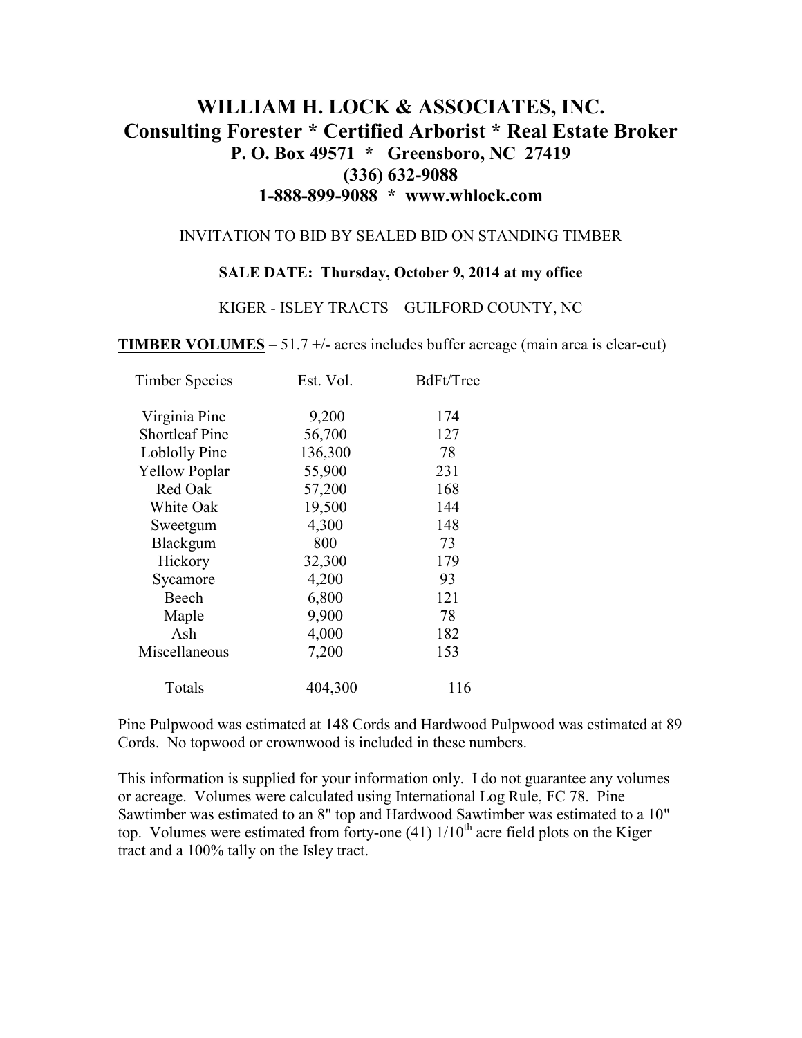# WILLIAM H. LOCK & ASSOCIATES, INC.
## Consulting Forester * Certified Arborist * Real Estate Broker
### P. O. Box 49571 * Greensboro, NC 27419
### (336) 632-9088
### 1-888-899-9088 * www.whlock.com

INVITATION TO BID BY SEALED BID ON STANDING TIMBER

**SALE DATE: Thursday, October 9, 2014 at my office**

KIGER - ISLEY TRACTS – GUILFORD COUNTY, NC

**TIMBER VOLUMES** – 51.7 +/- acres includes buffer acreage (main area is clear-cut)

| Timber Species | Est. Vol. | BdFt/Tree |
|---|---|---|
| Virginia Pine | 9,200 | 174 |
| Shortleaf Pine | 56,700 | 127 |
| Loblolly Pine | 136,300 | 78 |
| Yellow Poplar | 55,900 | 231 |
| Red Oak | 57,200 | 168 |
| White Oak | 19,500 | 144 |
| Sweetgum | 4,300 | 148 |
| Blackgum | 800 | 73 |
| Hickory | 32,300 | 179 |
| Sycamore | 4,200 | 93 |
| Beech | 6,800 | 121 |
| Maple | 9,900 | 78 |
| Ash | 4,000 | 182 |
| Miscellaneous | 7,200 | 153 |
| Totals | 404,300 | 116 |

Pine Pulpwood was estimated at 148 Cords and Hardwood Pulpwood was estimated at 89 Cords. No topwood or crownwood is included in these numbers.

This information is supplied for your information only. I do not guarantee any volumes or acreage. Volumes were calculated using International Log Rule, FC 78. Pine Sawtimber was estimated to an 8" top and Hardwood Sawtimber was estimated to a 10" top. Volumes were estimated from forty-one (41) 1/10th acre field plots on the Kiger tract and a 100% tally on the Isley tract.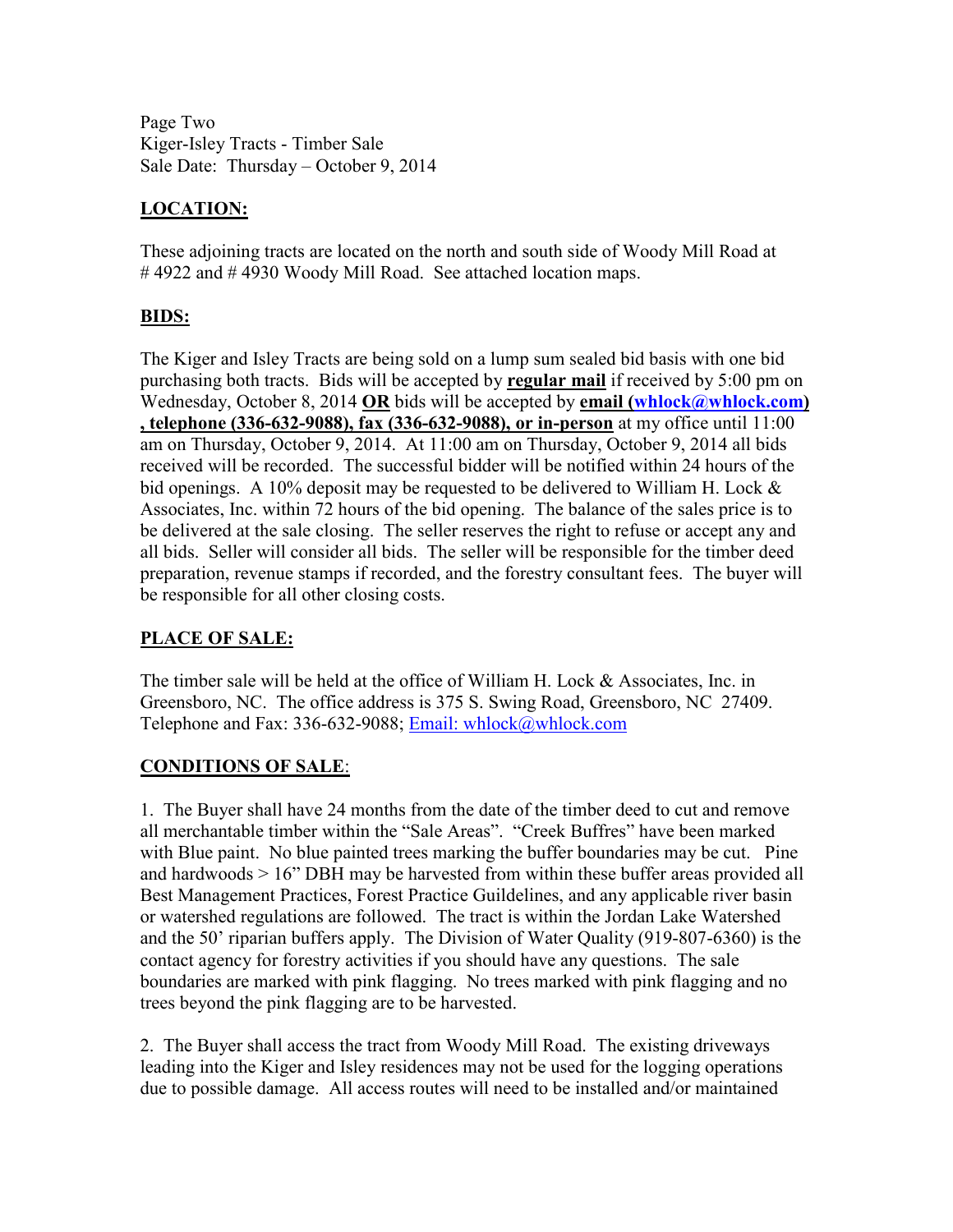Page Two
Kiger-Isley Tracts - Timber Sale
Sale Date: Thursday – October 9, 2014

## LOCATION:

These adjoining tracts are located on the north and south side of Woody Mill Road at # 4922 and # 4930 Woody Mill Road. See attached location maps.

## BIDS:

The Kiger and Isley Tracts are being sold on a lump sum sealed bid basis with one bid purchasing both tracts. Bids will be accepted by **regular mail** if received by 5:00 pm on Wednesday, October 8, 2014 **OR** bids will be accepted by **email (whlock@whlock.com), telephone (336-632-9088), fax (336-632-9088), or in-person** at my office until 11:00 am on Thursday, October 9, 2014. At 11:00 am on Thursday, October 9, 2014 all bids received will be recorded. The successful bidder will be notified within 24 hours of the bid openings. A 10% deposit may be requested to be delivered to William H. Lock & Associates, Inc. within 72 hours of the bid opening. The balance of the sales price is to be delivered at the sale closing. The seller reserves the right to refuse or accept any and all bids. Seller will consider all bids. The seller will be responsible for the timber deed preparation, revenue stamps if recorded, and the forestry consultant fees. The buyer will be responsible for all other closing costs.

## PLACE OF SALE:

The timber sale will be held at the office of William H. Lock & Associates, Inc. in Greensboro, NC. The office address is 375 S. Swing Road, Greensboro, NC 27409. Telephone and Fax: 336-632-9088; Email: whlock@whlock.com

## CONDITIONS OF SALE:

1. The Buyer shall have 24 months from the date of the timber deed to cut and remove all merchantable timber within the "Sale Areas". "Creek Buffres" have been marked with Blue paint. No blue painted trees marking the buffer boundaries may be cut. Pine and hardwoods > 16" DBH may be harvested from within these buffer areas provided all Best Management Practices, Forest Practice Guildelines, and any applicable river basin or watershed regulations are followed. The tract is within the Jordan Lake Watershed and the 50' riparian buffers apply. The Division of Water Quality (919-807-6360) is the contact agency for forestry activities if you should have any questions. The sale boundaries are marked with pink flagging. No trees marked with pink flagging and no trees beyond the pink flagging are to be harvested.

2. The Buyer shall access the tract from Woody Mill Road. The existing driveways leading into the Kiger and Isley residences may not be used for the logging operations due to possible damage. All access routes will need to be installed and/or maintained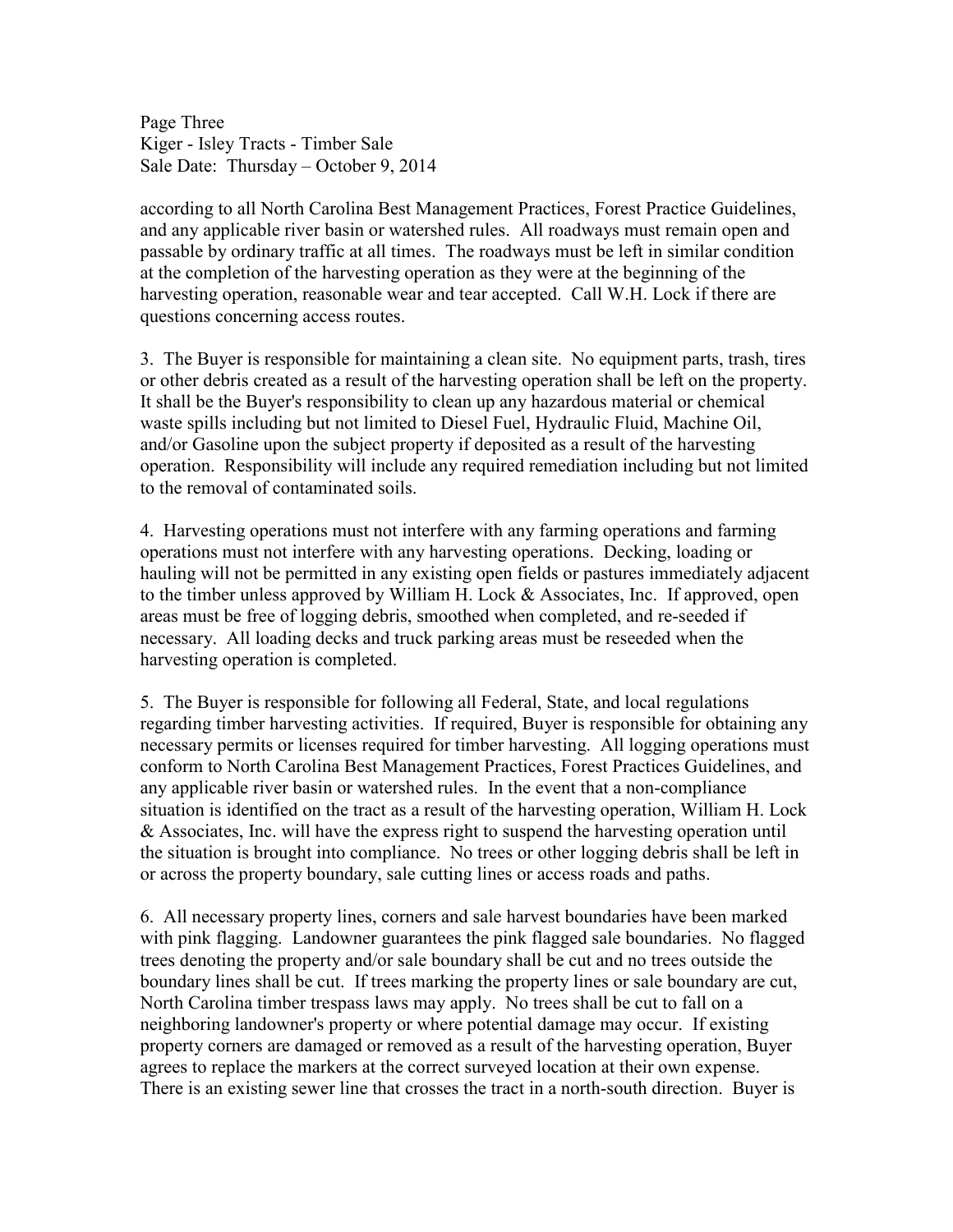according to all North Carolina Best Management Practices, Forest Practice Guidelines, and any applicable river basin or watershed rules. All roadways must remain open and passable by ordinary traffic at all times. The roadways must be left in similar condition at the completion of the harvesting operation as they were at the beginning of the harvesting operation, reasonable wear and tear accepted. Call W.H. Lock if there are questions concerning access routes.

3. The Buyer is responsible for maintaining a clean site. No equipment parts, trash, tires or other debris created as a result of the harvesting operation shall be left on the property. It shall be the Buyer's responsibility to clean up any hazardous material or chemical waste spills including but not limited to Diesel Fuel, Hydraulic Fluid, Machine Oil, and/or Gasoline upon the subject property if deposited as a result of the harvesting operation. Responsibility will include any required remediation including but not limited to the removal of contaminated soils.

4. Harvesting operations must not interfere with any farming operations and farming operations must not interfere with any harvesting operations. Decking, loading or hauling will not be permitted in any existing open fields or pastures immediately adjacent to the timber unless approved by William H. Lock & Associates, Inc. If approved, open areas must be free of logging debris, smoothed when completed, and re-seeded if necessary. All loading decks and truck parking areas must be reseeded when the harvesting operation is completed.

5. The Buyer is responsible for following all Federal, State, and local regulations regarding timber harvesting activities. If required, Buyer is responsible for obtaining any necessary permits or licenses required for timber harvesting. All logging operations must conform to North Carolina Best Management Practices, Forest Practices Guidelines, and any applicable river basin or watershed rules. In the event that a non-compliance situation is identified on the tract as a result of the harvesting operation, William H. Lock & Associates, Inc. will have the express right to suspend the harvesting operation until the situation is brought into compliance. No trees or other logging debris shall be left in or across the property boundary, sale cutting lines or access roads and paths.

6. All necessary property lines, corners and sale harvest boundaries have been marked with pink flagging. Landowner guarantees the pink flagged sale boundaries. No flagged trees denoting the property and/or sale boundary shall be cut and no trees outside the boundary lines shall be cut. If trees marking the property lines or sale boundary are cut, North Carolina timber trespass laws may apply. No trees shall be cut to fall on a neighboring landowner's property or where potential damage may occur. If existing property corners are damaged or removed as a result of the harvesting operation, Buyer agrees to replace the markers at the correct surveyed location at their own expense. There is an existing sewer line that crosses the tract in a north-south direction. Buyer is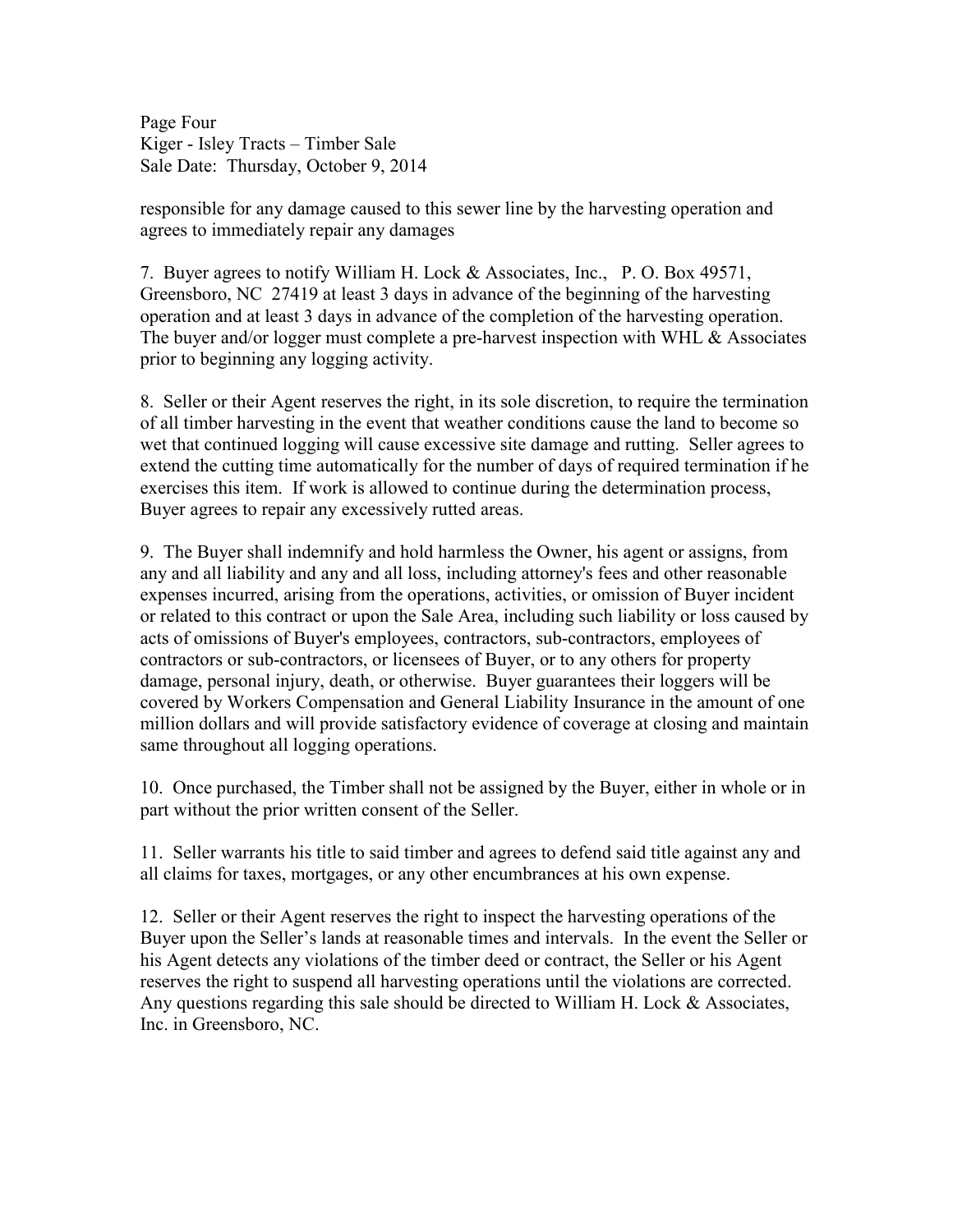responsible for any damage caused to this sewer line by the harvesting operation and agrees to immediately repair any damages

7. Buyer agrees to notify William H. Lock & Associates, Inc., P. O. Box 49571, Greensboro, NC 27419 at least 3 days in advance of the beginning of the harvesting operation and at least 3 days in advance of the completion of the harvesting operation. The buyer and/or logger must complete a pre-harvest inspection with WHL & Associates prior to beginning any logging activity.

8. Seller or their Agent reserves the right, in its sole discretion, to require the termination of all timber harvesting in the event that weather conditions cause the land to become so wet that continued logging will cause excessive site damage and rutting. Seller agrees to extend the cutting time automatically for the number of days of required termination if he exercises this item. If work is allowed to continue during the determination process, Buyer agrees to repair any excessively rutted areas.

9. The Buyer shall indemnify and hold harmless the Owner, his agent or assigns, from any and all liability and any and all loss, including attorney's fees and other reasonable expenses incurred, arising from the operations, activities, or omission of Buyer incident or related to this contract or upon the Sale Area, including such liability or loss caused by acts of omissions of Buyer's employees, contractors, sub-contractors, employees of contractors or sub-contractors, or licensees of Buyer, or to any others for property damage, personal injury, death, or otherwise. Buyer guarantees their loggers will be covered by Workers Compensation and General Liability Insurance in the amount of one million dollars and will provide satisfactory evidence of coverage at closing and maintain same throughout all logging operations.

10. Once purchased, the Timber shall not be assigned by the Buyer, either in whole or in part without the prior written consent of the Seller.

11. Seller warrants his title to said timber and agrees to defend said title against any and all claims for taxes, mortgages, or any other encumbrances at his own expense.

12. Seller or their Agent reserves the right to inspect the harvesting operations of the Buyer upon the Seller's lands at reasonable times and intervals. In the event the Seller or his Agent detects any violations of the timber deed or contract, the Seller or his Agent reserves the right to suspend all harvesting operations until the violations are corrected. Any questions regarding this sale should be directed to William H. Lock & Associates, Inc. in Greensboro, NC.